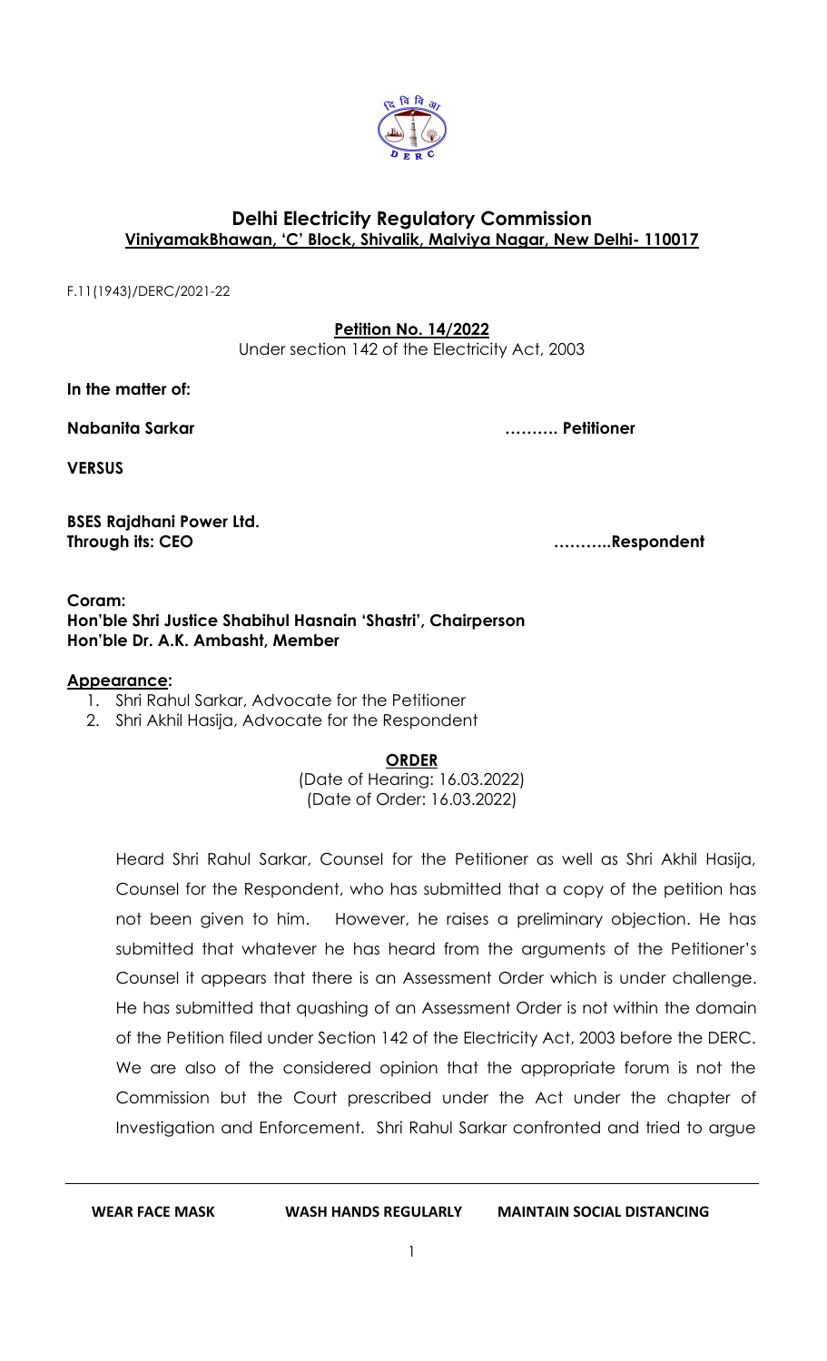# Delhi Electricity Regulatory Commission

**ViniyamakBhawan, 'C' Block, Shivalik, Malviya Nagar, New Delhi- 110017**

F.11(1943)/DERC/2021-22

**Petition No. 14/2022**

Under section 142 of the Electricity Act, 2003

**In the matter of:**

**Nabanita Sarkar** ………. **Petitioner**

**VERSUS**

**BSES Rajdhani Power Ltd.**
**Through its: CEO** ………..**Respondent**

**Coram:**
**Hon'ble Shri Justice Shabihul Hasnain 'Shastri', Chairperson**
**Hon'ble Dr. A.K. Ambasht, Member**

**Appearance:**

1. Shri Rahul Sarkar, Advocate for the Petitioner
2. Shri Akhil Hasija, Advocate for the Respondent

**ORDER**

(Date of Hearing: 16.03.2022)
(Date of Order: 16.03.2022)

Heard Shri Rahul Sarkar, Counsel for the Petitioner as well as Shri Akhil Hasija, Counsel for the Respondent, who has submitted that a copy of the petition has not been given to him. However, he raises a preliminary objection. He has submitted that whatever he has heard from the arguments of the Petitioner's Counsel it appears that there is an Assessment Order which is under challenge. He has submitted that quashing of an Assessment Order is not within the domain of the Petition filed under Section 142 of the Electricity Act, 2003 before the DERC. We are also of the considered opinion that the appropriate forum is not the Commission but the Court prescribed under the Act under the chapter of Investigation and Enforcement. Shri Rahul Sarkar confronted and tried to argue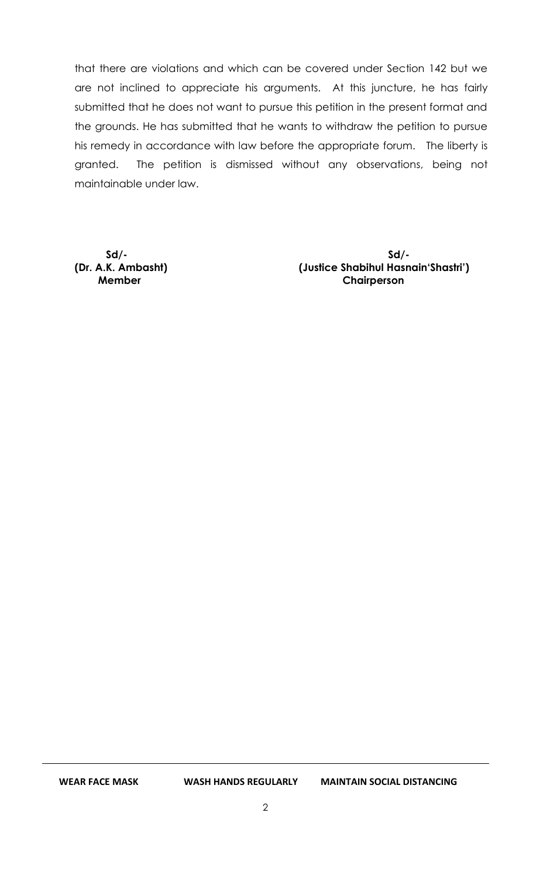that there are violations and which can be covered under Section 142 but we are not inclined to appreciate his arguments. At this juncture, he has fairly submitted that he does not want to pursue this petition in the present format and the grounds. He has submitted that he wants to withdraw the petition to pursue his remedy in accordance with law before the appropriate forum. The liberty is granted. The petition is dismissed without any observations, being not maintainable under law.

| | |
|---|---|
| **Sd/-** | **Sd/-** |
| **(Dr. A.K. Ambasht)** | **(Justice Shabihul Hasnain'Shastri')** |
| **Member** | **Chairperson** |

**WEAR FACE MASK WASH HANDS REGULARLY MAINTAIN SOCIAL DISTANCING**